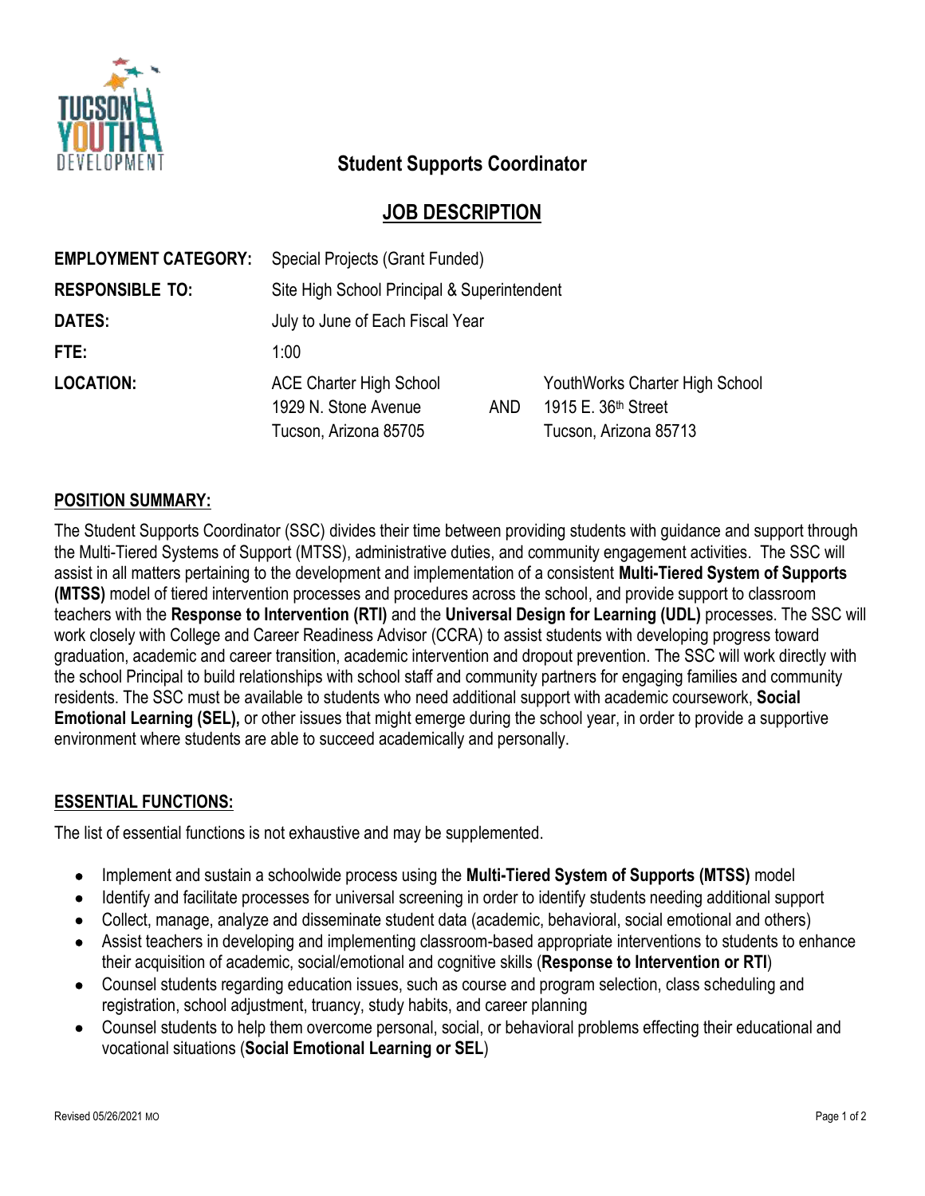# Student Supports Coordinator

## JOB DESCRIPTION

| | | | |
|---|---|---|---|
| **EMPLOYMENT CATEGORY:** | Special Projects (Grant Funded) | | |
| **RESPONSIBLE TO:** | Site High School Principal & Superintendent | | |
| **DATES:** | July to June of Each Fiscal Year | | |
| **FTE:** | 1:00 | | |
| **LOCATION:** | ACE Charter High School<br>1929 N. Stone Avenue<br>Tucson, Arizona 85705 | AND | YouthWorks Charter High School<br>1915 E. 36th Street<br>Tucson, Arizona 85713 |

### POSITION SUMMARY:

The Student Supports Coordinator (SSC) divides their time between providing students with guidance and support through the Multi-Tiered Systems of Support (MTSS), administrative duties, and community engagement activities. The SSC will assist in all matters pertaining to the development and implementation of a consistent **Multi-Tiered System of Supports (MTSS)** model of tiered intervention processes and procedures across the school, and provide support to classroom teachers with the **Response to Intervention (RTI)** and the **Universal Design for Learning (UDL)** processes. The SSC will work closely with College and Career Readiness Advisor (CCRA) to assist students with developing progress toward graduation, academic and career transition, academic intervention and dropout prevention. The SSC will work directly with the school Principal to build relationships with school staff and community partners for engaging families and community residents. The SSC must be available to students who need additional support with academic coursework, **Social Emotional Learning (SEL),** or other issues that might emerge during the school year, in order to provide a supportive environment where students are able to succeed academically and personally.

### ESSENTIAL FUNCTIONS:

The list of essential functions is not exhaustive and may be supplemented.

- Implement and sustain a schoolwide process using the **Multi-Tiered System of Supports (MTSS)** model
- Identify and facilitate processes for universal screening in order to identify students needing additional support
- Collect, manage, analyze and disseminate student data (academic, behavioral, social emotional and others)
- Assist teachers in developing and implementing classroom-based appropriate interventions to students to enhance their acquisition of academic, social/emotional and cognitive skills (**Response to Intervention or RTI**)
- Counsel students regarding education issues, such as course and program selection, class scheduling and registration, school adjustment, truancy, study habits, and career planning
- Counsel students to help them overcome personal, social, or behavioral problems effecting their educational and vocational situations (**Social Emotional Learning or SEL**)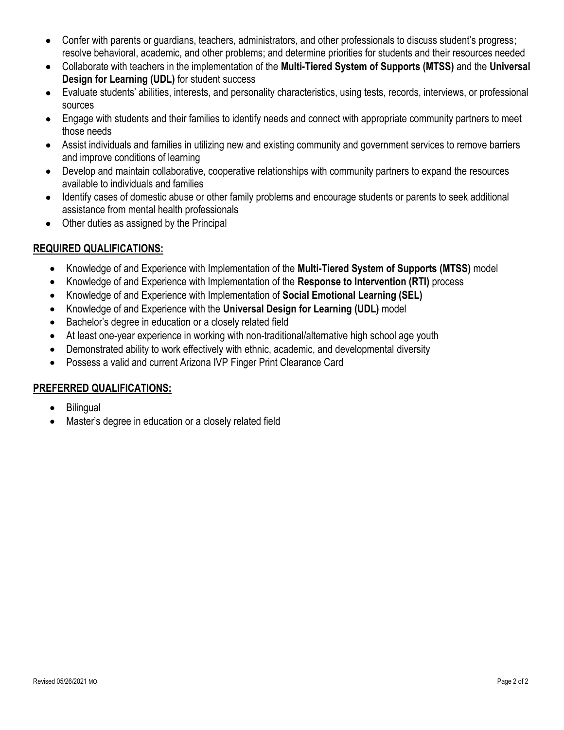- Confer with parents or guardians, teachers, administrators, and other professionals to discuss student's progress; resolve behavioral, academic, and other problems; and determine priorities for students and their resources needed
- Collaborate with teachers in the implementation of the **Multi-Tiered System of Supports (MTSS)** and the **Universal Design for Learning (UDL)** for student success
- Evaluate students' abilities, interests, and personality characteristics, using tests, records, interviews, or professional sources
- Engage with students and their families to identify needs and connect with appropriate community partners to meet those needs
- Assist individuals and families in utilizing new and existing community and government services to remove barriers and improve conditions of learning
- Develop and maintain collaborative, cooperative relationships with community partners to expand the resources available to individuals and families
- Identify cases of domestic abuse or other family problems and encourage students or parents to seek additional assistance from mental health professionals
- Other duties as assigned by the Principal

## REQUIRED QUALIFICATIONS:

- Knowledge of and Experience with Implementation of the **Multi-Tiered System of Supports (MTSS)** model
- Knowledge of and Experience with Implementation of the **Response to Intervention (RTI)** process
- Knowledge of and Experience with Implementation of **Social Emotional Learning (SEL)**
- Knowledge of and Experience with the **Universal Design for Learning (UDL)** model
- Bachelor's degree in education or a closely related field
- At least one-year experience in working with non-traditional/alternative high school age youth
- Demonstrated ability to work effectively with ethnic, academic, and developmental diversity
- Possess a valid and current Arizona IVP Finger Print Clearance Card

## PREFERRED QUALIFICATIONS:

- Bilingual
- Master's degree in education or a closely related field

Revised 05/26/2021 MO